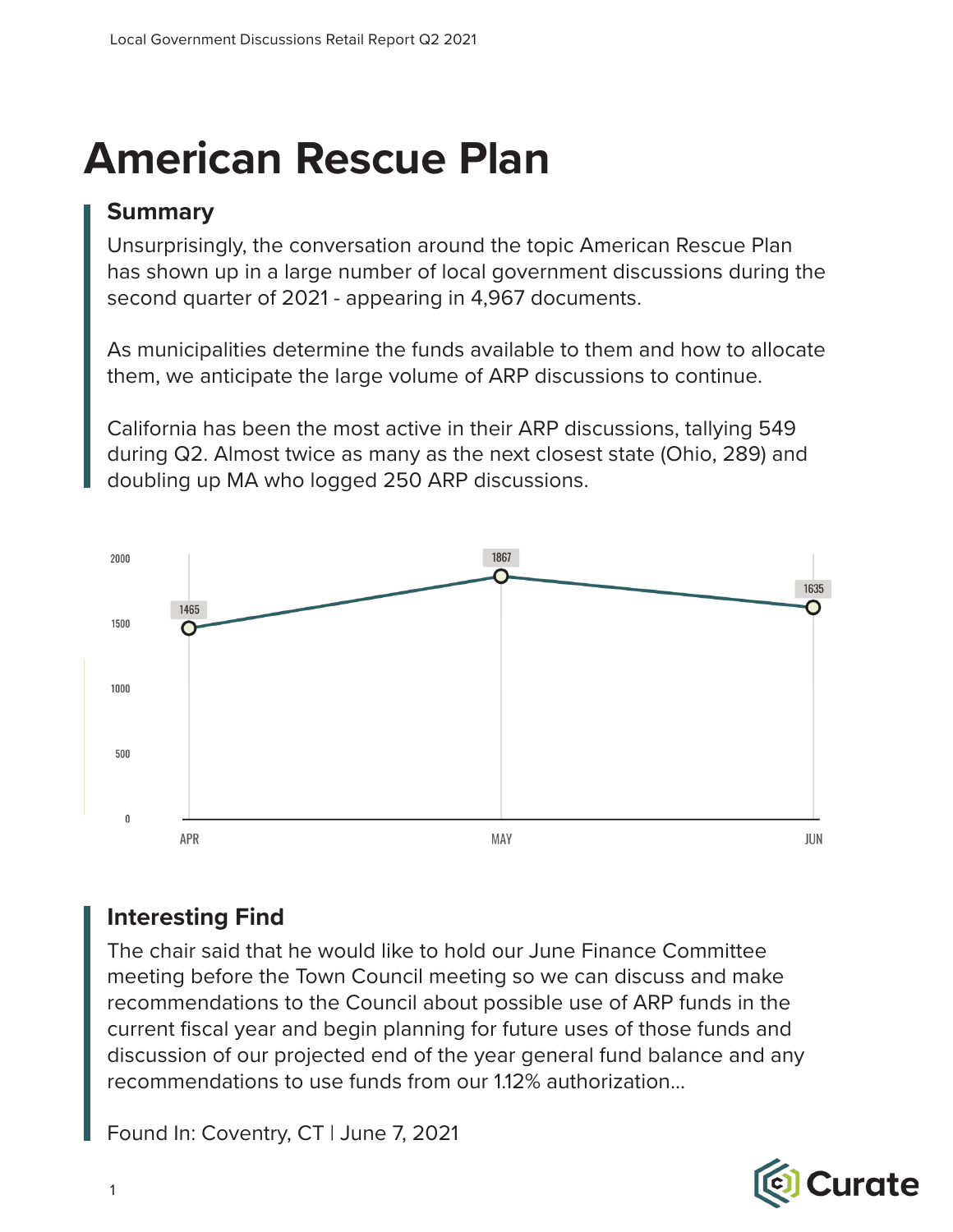# American Rescue Plan

## Summary

Unsurprisingly, the conversation around the topic American Rescue Plan has shown up in a large number of local government discussions during the second quarter of 2021 - appearing in 4,967 documents.

As municipalities determine the funds available to them and how to allocate them, we anticipate the large volume of ARP discussions to continue.

California has been the most active in their ARP discussions, tallying 549 during Q2. Almost twice as many as the next closest state (Ohio, 289) and doubling up MA who logged 250 ARP discussions.

| Month | Documents |
| --- | --- |
| APR | 1465 |
| MAY | 1867 |
| JUN | 1635 |

## Interesting Find

The chair said that he would like to hold our June Finance Committee meeting before the Town Council meeting so we can discuss and make recommendations to the Council about possible use of ARP funds in the current fiscal year and begin planning for future uses of those funds and discussion of our projected end of the year general fund balance and any recommendations to use funds from our 1.12% authorization...

Found In: Coventry, CT | June 7, 2021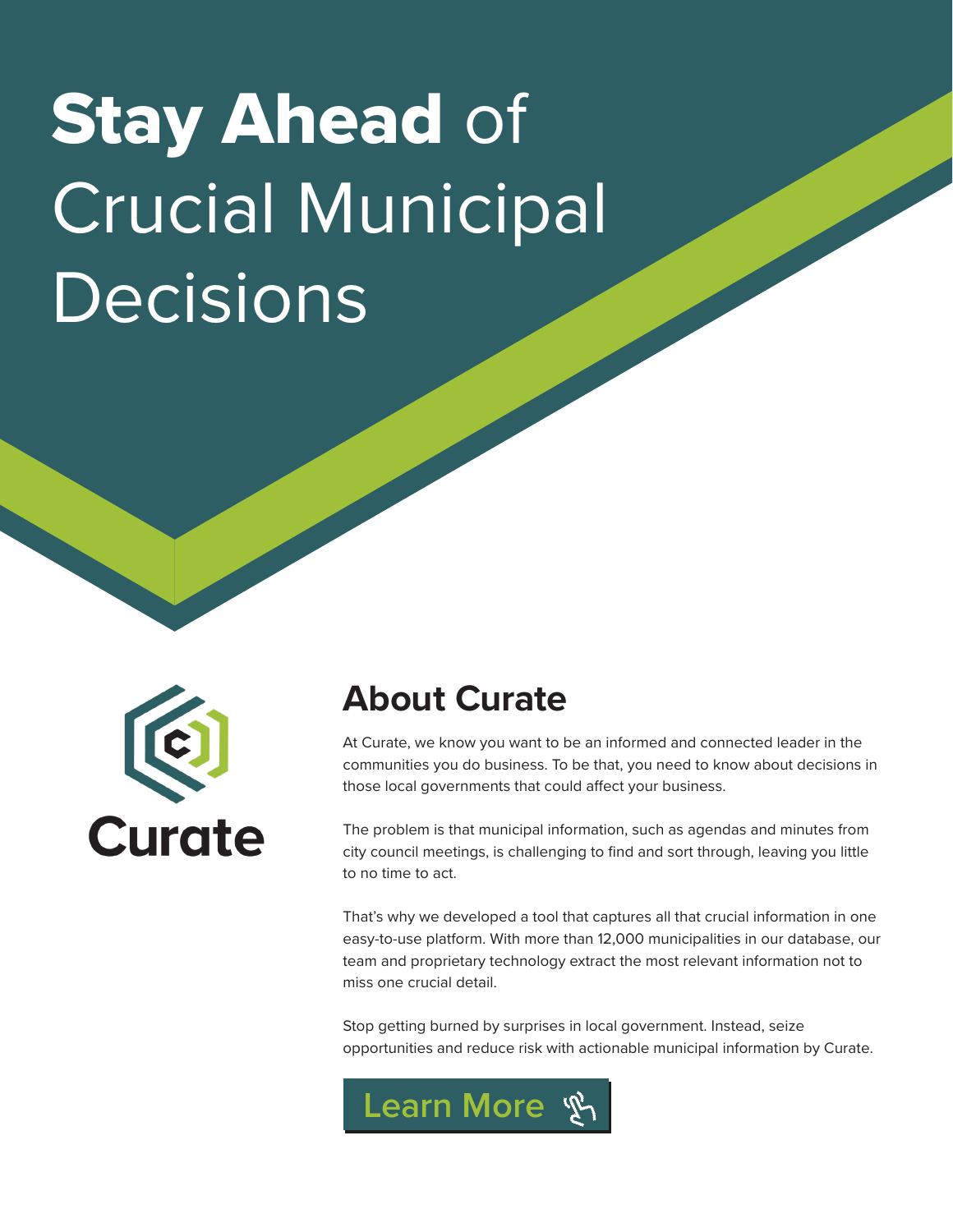# **Stay Ahead** of Crucial Municipal Decisions

Curate

## About Curate

At Curate, we know you want to be an informed and connected leader in the communities you do business. To be that, you need to know about decisions in those local governments that could affect your business.

The problem is that municipal information, such as agendas and minutes from city council meetings, is challenging to find and sort through, leaving you little to no time to act.

That's why we developed a tool that captures all that crucial information in one easy-to-use platform. With more than 12,000 municipalities in our database, our team and proprietary technology extract the most relevant information not to miss one crucial detail.

Stop getting burned by surprises in local government. Instead, seize opportunities and reduce risk with actionable municipal information by Curate.

Learn More